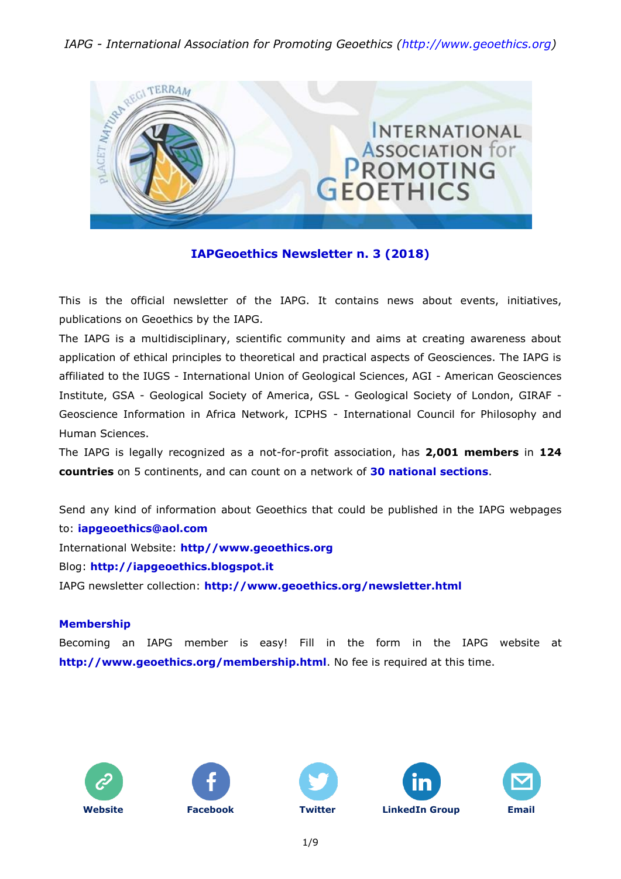## IAPGeoethics Newsletter n. 3 (2018)

This is the official newsletter of the IAPG. It contains news about events, initiatives, publications on Geoethics by the IAPG.

The IAPG is a multidisciplinary, scientific community and aims at creating awareness about application of ethical principles to theoretical and practical aspects of Geosciences. The IAPG is affiliated to the IUGS - International Union of Geological Sciences, AGI - American Geosciences Institute, GSA - Geological Society of America, GSL - Geological Society of London, GIRAF - Geoscience Information in Africa Network, ICPHS - International Council for Philosophy and Human Sciences.

The IAPG is legally recognized as a not-for-profit association, has **2,001 members** in **124 countries** on 5 continents, and can count on a network of **30 national sections**.

Send any kind of information about Geoethics that could be published in the IAPG webpages to: **iapgeoethics@aol.com**

International Website: **http//www.geoethics.org**

Blog: **http://iapgeoethics.blogspot.it**

IAPG newsletter collection: **http://www.geoethics.org/newsletter.html**

### Membership

Becoming an IAPG member is easy! Fill in the form in the IAPG website at **http://www.geoethics.org/membership.html**. No fee is required at this time.

Website | Facebook | Twitter | LinkedIn Group | Email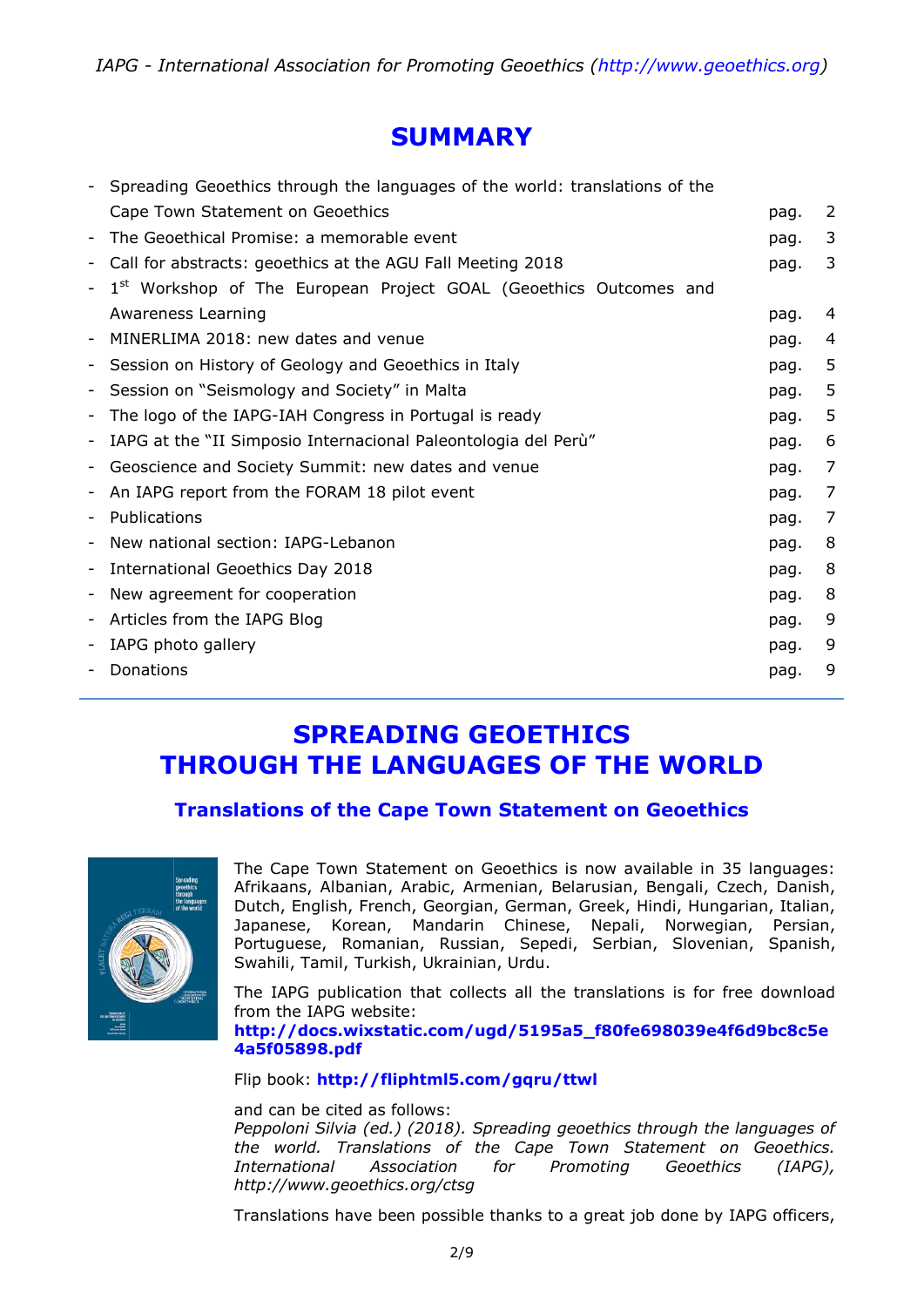# SUMMARY

- Spreading Geoethics through the languages of the world: translations of the Cape Town Statement on Geoethics pag. 2
- The Geoethical Promise: a memorable event pag. 3
- Call for abstracts: geoethics at the AGU Fall Meeting 2018 pag. 3
- 1st Workshop of The European Project GOAL (Geoethics Outcomes and Awareness Learning pag. 4
- MINERLIMA 2018: new dates and venue pag. 4
- Session on History of Geology and Geoethics in Italy pag. 5
- Session on "Seismology and Society" in Malta pag. 5
- The logo of the IAPG-IAH Congress in Portugal is ready pag. 5
- IAPG at the "II Simposio Internacional Paleontologia del Perù" pag. 6
- Geoscience and Society Summit: new dates and venue pag. 7
- An IAPG report from the FORAM 18 pilot event pag. 7
- Publications pag. 7
- New national section: IAPG-Lebanon pag. 8
- International Geoethics Day 2018 pag. 8
- New agreement for cooperation pag. 8
- Articles from the IAPG Blog pag. 9
- IAPG photo gallery pag. 9
- Donations pag. 9

---

# SPREADING GEOETHICS THROUGH THE LANGUAGES OF THE WORLD

## Translations of the Cape Town Statement on Geoethics

The Cape Town Statement on Geoethics is now available in 35 languages: Afrikaans, Albanian, Arabic, Armenian, Belarusian, Bengali, Czech, Danish, Dutch, English, French, Georgian, German, Greek, Hindi, Hungarian, Italian, Japanese, Korean, Mandarin Chinese, Nepali, Norwegian, Persian, Portuguese, Romanian, Russian, Sepedi, Serbian, Slovenian, Spanish, Swahili, Tamil, Turkish, Ukrainian, Urdu.

The IAPG publication that collects all the translations is for free download from the IAPG website:
**http://docs.wixstatic.com/ugd/5195a5_f80fe698039e4f6d9bc8c5e4a5f05898.pdf**

Flip book: **http://fliphtml5.com/gqru/ttwl**

and can be cited as follows:
*Peppoloni Silvia (ed.) (2018). Spreading geoethics through the languages of the world. Translations of the Cape Town Statement on Geoethics. International Association for Promoting Geoethics (IAPG), http://www.geoethics.org/ctsg*

Translations have been possible thanks to a great job done by IAPG officers,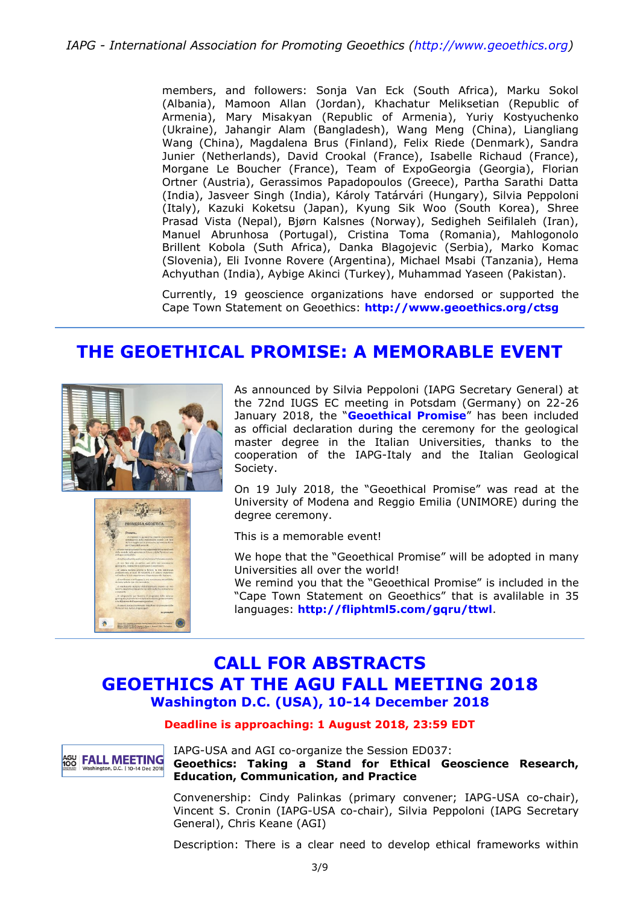members, and followers: Sonja Van Eck (South Africa), Marku Sokol (Albania), Mamoon Allan (Jordan), Khachatur Meliksetian (Republic of Armenia), Mary Misakyan (Republic of Armenia), Yuriy Kostyuchenko (Ukraine), Jahangir Alam (Bangladesh), Wang Meng (China), Liangliang Wang (China), Magdalena Brus (Finland), Felix Riede (Denmark), Sandra Junier (Netherlands), David Crookal (France), Isabelle Richaud (France), Morgane Le Boucher (France), Team of ExpoGeorgia (Georgia), Florian Ortner (Austria), Gerassimos Papadopoulos (Greece), Partha Sarathi Datta (India), Jasveer Singh (India), Károly Tatárvári (Hungary), Silvia Peppoloni (Italy), Kazuki Koketsu (Japan), Kyung Sik Woo (South Korea), Shree Prasad Vista (Nepal), Bjørn Kalsnes (Norway), Sedigheh Seifilaleh (Iran), Manuel Abrunhosa (Portugal), Cristina Toma (Romania), Mahlogonolo Brillent Kobola (Suth Africa), Danka Blagojevic (Serbia), Marko Komac (Slovenia), Eli Ivonne Rovere (Argentina), Michael Msabi (Tanzania), Hema Achyuthan (India), Aybige Akinci (Turkey), Muhammad Yaseen (Pakistan).

Currently, 19 geoscience organizations have endorsed or supported the Cape Town Statement on Geoethics: **http://www.geoethics.org/ctsg**

## THE GEOETHICAL PROMISE: A MEMORABLE EVENT

As announced by Silvia Peppoloni (IAPG Secretary General) at the 72nd IUGS EC meeting in Potsdam (Germany) on 22-26 January 2018, the "**Geoethical Promise**" has been included as official declaration during the ceremony for the geological master degree in the Italian Universities, thanks to the cooperation of the IAPG-Italy and the Italian Geological Society.

On 19 July 2018, the "Geoethical Promise" was read at the University of Modena and Reggio Emilia (UNIMORE) during the degree ceremony.

This is a memorable event!

We hope that the "Geoethical Promise" will be adopted in many Universities all over the world!
We remind you that the "Geoethical Promise" is included in the "Cape Town Statement on Geoethics" that is availlable in 35 languages: **http://fliphtml5.com/gqru/ttwl**.

## CALL FOR ABSTRACTS
## GEOETHICS AT THE AGU FALL MEETING 2018
### Washington D.C. (USA), 10-14 December 2018

**Deadline is approaching: 1 August 2018, 23:59 EDT**

IAPG-USA and AGI co-organize the Session ED037:
**Geoethics: Taking a Stand for Ethical Geoscience Research, Education, Communication, and Practice**

Convenership: Cindy Palinkas (primary convener; IAPG-USA co-chair), Vincent S. Cronin (IAPG-USA co-chair), Silvia Peppoloni (IAPG Secretary General), Chris Keane (AGI)

Description: There is a clear need to develop ethical frameworks within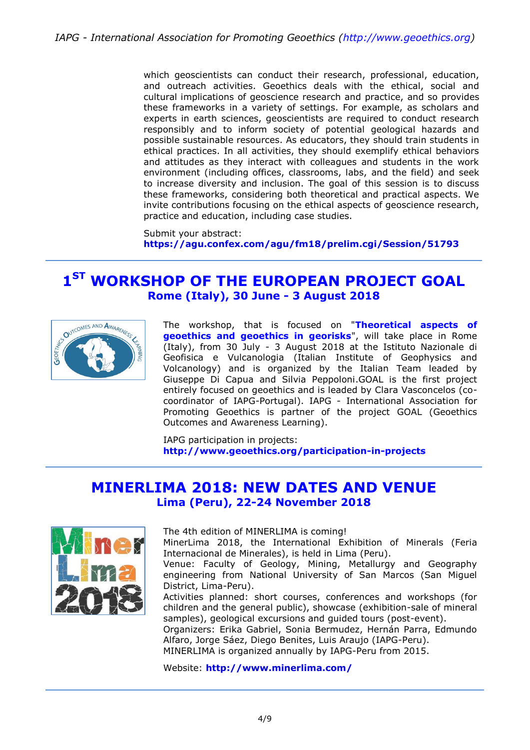which geoscientists can conduct their research, professional, education, and outreach activities. Geoethics deals with the ethical, social and cultural implications of geoscience research and practice, and so provides these frameworks in a variety of settings. For example, as scholars and experts in earth sciences, geoscientists are required to conduct research responsibly and to inform society of potential geological hazards and possible sustainable resources. As educators, they should train students in ethical practices. In all activities, they should exemplify ethical behaviors and attitudes as they interact with colleagues and students in the work environment (including offices, classrooms, labs, and the field) and seek to increase diversity and inclusion. The goal of this session is to discuss these frameworks, considering both theoretical and practical aspects. We invite contributions focusing on the ethical aspects of geoscience research, practice and education, including case studies.

Submit your abstract:
**https://agu.confex.com/agu/fm18/prelim.cgi/Session/51793**

---

## 1<sup>ST</sup> WORKSHOP OF THE EUROPEAN PROJECT GOAL

### Rome (Italy), 30 June - 3 August 2018

The workshop, that is focused on "**Theoretical aspects of geoethics and geoethics in georisks**", will take place in Rome (Italy), from 30 July - 3 August 2018 at the Istituto Nazionale di Geofisica e Vulcanologia (Italian Institute of Geophysics and Volcanology) and is organized by the Italian Team leaded by Giuseppe Di Capua and Silvia Peppoloni.GOAL is the first project entirely focused on geoethics and is leaded by Clara Vasconcelos (co-coordinator of IAPG-Portugal). IAPG - International Association for Promoting Geoethics is partner of the project GOAL (Geoethics Outcomes and Awareness Learning).

IAPG participation in projects:
**http://www.geoethics.org/participation-in-projects**

---

## MINERLIMA 2018: NEW DATES AND VENUE

### Lima (Peru), 22-24 November 2018

The 4th edition of MINERLIMA is coming!
MinerLima 2018, the International Exhibition of Minerals (Feria Internacional de Minerales), is held in Lima (Peru).
Venue: Faculty of Geology, Mining, Metallurgy and Geography engineering from National University of San Marcos (San Miguel District, Lima-Peru).
Activities planned: short courses, conferences and workshops (for children and the general public), showcase (exhibition-sale of mineral samples), geological excursions and guided tours (post-event).
Organizers: Erika Gabriel, Sonia Bermudez, Hernán Parra, Edmundo Alfaro, Jorge Sáez, Diego Benites, Luis Araujo (IAPG-Peru).
MINERLIMA is organized annually by IAPG-Peru from 2015.

Website: **http://www.minerlima.com/**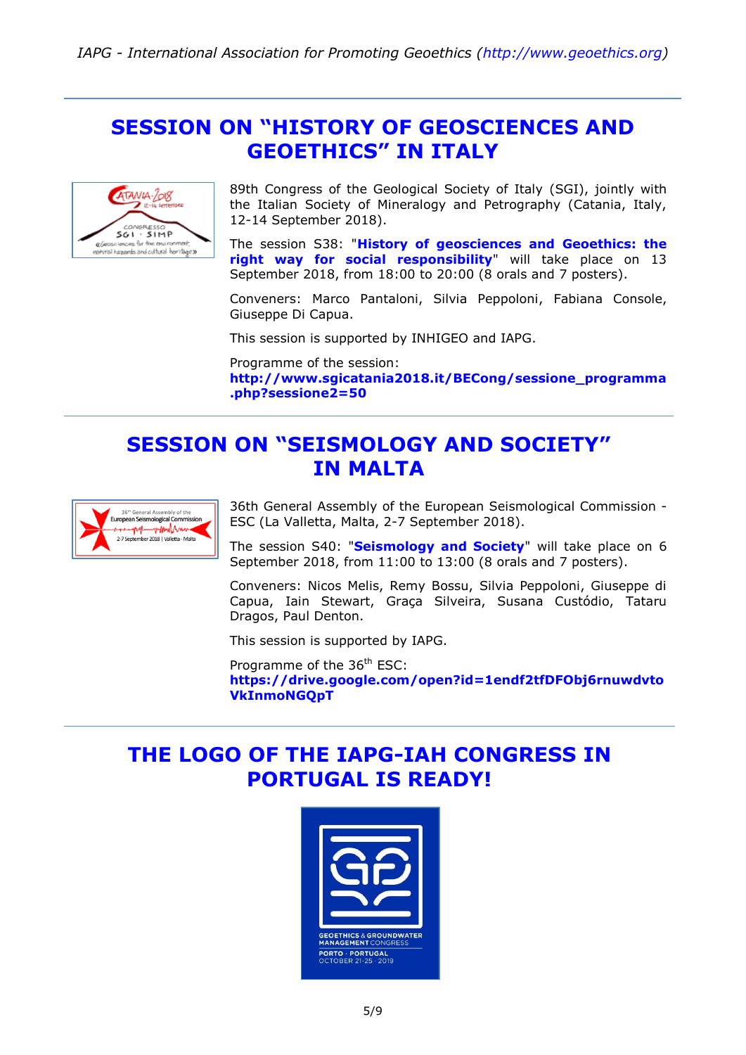## SESSION ON "HISTORY OF GEOSCIENCES AND GEOETHICS" IN ITALY

89th Congress of the Geological Society of Italy (SGI), jointly with the Italian Society of Mineralogy and Petrography (Catania, Italy, 12-14 September 2018).

The session S38: "**History of geosciences and Geoethics: the right way for social responsibility**" will take place on 13 September 2018, from 18:00 to 20:00 (8 orals and 7 posters).

Conveners: Marco Pantaloni, Silvia Peppoloni, Fabiana Console, Giuseppe Di Capua.

This session is supported by INHIGEO and IAPG.

Programme of the session:
**http://www.sgicatania2018.it/BECong/sessione_programma.php?sessione2=50**

---

## SESSION ON "SEISMOLOGY AND SOCIETY" IN MALTA

36th General Assembly of the European Seismological Commission - ESC (La Valletta, Malta, 2-7 September 2018).

The session S40: "**Seismology and Society**" will take place on 6 September 2018, from 11:00 to 13:00 (8 orals and 7 posters).

Conveners: Nicos Melis, Remy Bossu, Silvia Peppoloni, Giuseppe di Capua, Iain Stewart, Graça Silveira, Susana Custódio, Tataru Dragos, Paul Denton.

This session is supported by IAPG.

Programme of the 36th ESC:
**https://drive.google.com/open?id=1endf2tfDFObj6rnuwdvtoVkInmoNGQpT**

---

## THE LOGO OF THE IAPG-IAH CONGRESS IN PORTUGAL IS READY!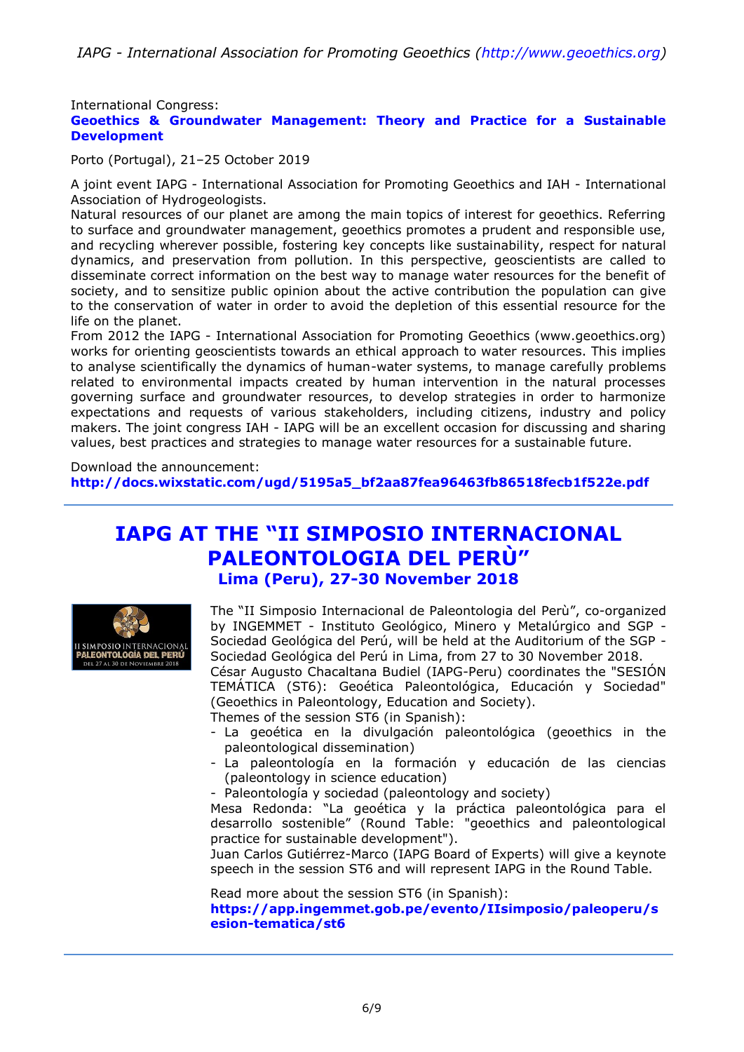International Congress:
**Geoethics & Groundwater Management: Theory and Practice for a Sustainable Development**

Porto (Portugal), 21–25 October 2019

A joint event IAPG - International Association for Promoting Geoethics and IAH - International Association of Hydrogeologists.
Natural resources of our planet are among the main topics of interest for geoethics. Referring to surface and groundwater management, geoethics promotes a prudent and responsible use, and recycling wherever possible, fostering key concepts like sustainability, respect for natural dynamics, and preservation from pollution. In this perspective, geoscientists are called to disseminate correct information on the best way to manage water resources for the benefit of society, and to sensitize public opinion about the active contribution the population can give to the conservation of water in order to avoid the depletion of this essential resource for the life on the planet.
From 2012 the IAPG - International Association for Promoting Geoethics (www.geoethics.org) works for orienting geoscientists towards an ethical approach to water resources. This implies to analyse scientifically the dynamics of human-water systems, to manage carefully problems related to environmental impacts created by human intervention in the natural processes governing surface and groundwater resources, to develop strategies in order to harmonize expectations and requests of various stakeholders, including citizens, industry and policy makers. The joint congress IAH - IAPG will be an excellent occasion for discussing and sharing values, best practices and strategies to manage water resources for a sustainable future.

Download the announcement:
**http://docs.wixstatic.com/ugd/5195a5_bf2aa87fea96463fb86518fecb1f522e.pdf**

---

# IAPG AT THE "II SIMPOSIO INTERNACIONAL PALEONTOLOGIA DEL PERÙ"

### Lima (Peru), 27-30 November 2018

The "II Simposio Internacional de Paleontologia del Perù", co-organized by INGEMMET - Instituto Geológico, Minero y Metalúrgico and SGP - Sociedad Geológica del Perú, will be held at the Auditorium of the SGP - Sociedad Geológica del Perú in Lima, from 27 to 30 November 2018.
César Augusto Chacaltana Budiel (IAPG-Peru) coordinates the "SESIÓN TEMÁTICA (ST6): Geoética Paleontológica, Educación y Sociedad" (Geoethics in Paleontology, Education and Society).
Themes of the session ST6 (in Spanish):

- La geoética en la divulgación paleontológica (geoethics in the paleontological dissemination)
- La paleontología en la formación y educación de las ciencias (paleontology in science education)
- Paleontología y sociedad (paleontology and society)

Mesa Redonda: "La geoética y la práctica paleontológica para el desarrollo sostenible" (Round Table: "geoethics and paleontological practice for sustainable development").
Juan Carlos Gutiérrez-Marco (IAPG Board of Experts) will give a keynote speech in the session ST6 and will represent IAPG in the Round Table.

Read more about the session ST6 (in Spanish):
**https://app.ingemmet.gob.pe/evento/IIsimposio/paleoperu/sesion-tematica/st6**

---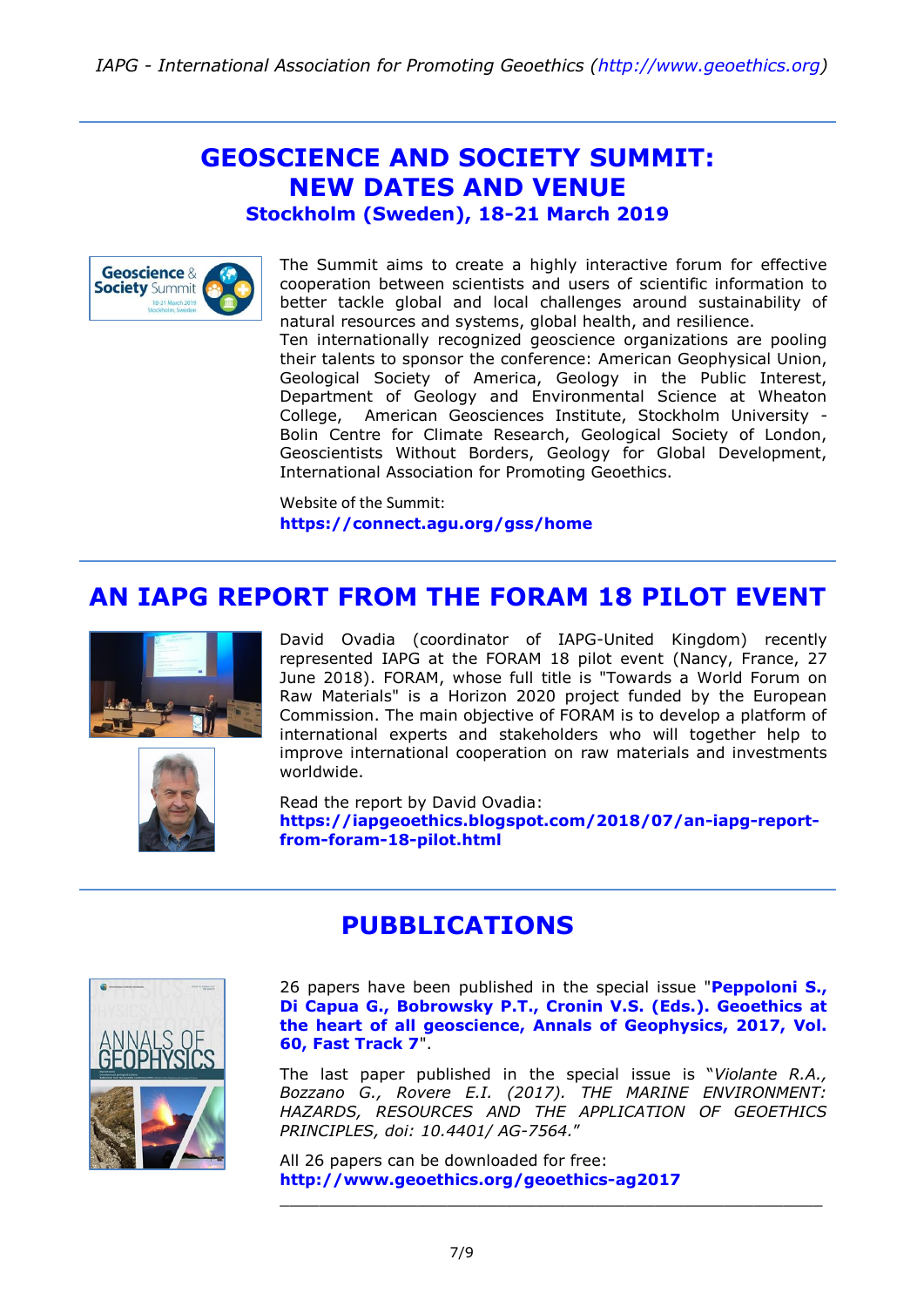## GEOSCIENCE AND SOCIETY SUMMIT: NEW DATES AND VENUE

### Stockholm (Sweden), 18-21 March 2019

The Summit aims to create a highly interactive forum for effective cooperation between scientists and users of scientific information to better tackle global and local challenges around sustainability of natural resources and systems, global health, and resilience.

Ten internationally recognized geoscience organizations are pooling their talents to sponsor the conference: American Geophysical Union, Geological Society of America, Geology in the Public Interest, Department of Geology and Environmental Science at Wheaton College, American Geosciences Institute, Stockholm University - Bolin Centre for Climate Research, Geological Society of London, Geoscientists Without Borders, Geology for Global Development, International Association for Promoting Geoethics.

Website of the Summit:
**https://connect.agu.org/gss/home**

## AN IAPG REPORT FROM THE FORAM 18 PILOT EVENT

David Ovadia (coordinator of IAPG-United Kingdom) recently represented IAPG at the FORAM 18 pilot event (Nancy, France, 27 June 2018). FORAM, whose full title is "Towards a World Forum on Raw Materials" is a Horizon 2020 project funded by the European Commission. The main objective of FORAM is to develop a platform of international experts and stakeholders who will together help to improve international cooperation on raw materials and investments worldwide.

Read the report by David Ovadia:
**https://iapgeoethics.blogspot.com/2018/07/an-iapg-report-from-foram-18-pilot.html**

## PUBBLICATIONS

26 papers have been published in the special issue "**Peppoloni S., Di Capua G., Bobrowsky P.T., Cronin V.S. (Eds.). Geoethics at the heart of all geoscience, Annals of Geophysics, 2017, Vol. 60, Fast Track 7**".

The last paper published in the special issue is "*Violante R.A., Bozzano G., Rovere E.I. (2017). THE MARINE ENVIRONMENT: HAZARDS, RESOURCES AND THE APPLICATION OF GEOETHICS PRINCIPLES, doi: 10.4401/ AG-7564.*"

All 26 papers can be downloaded for free:
**http://www.geoethics.org/geoethics-ag2017**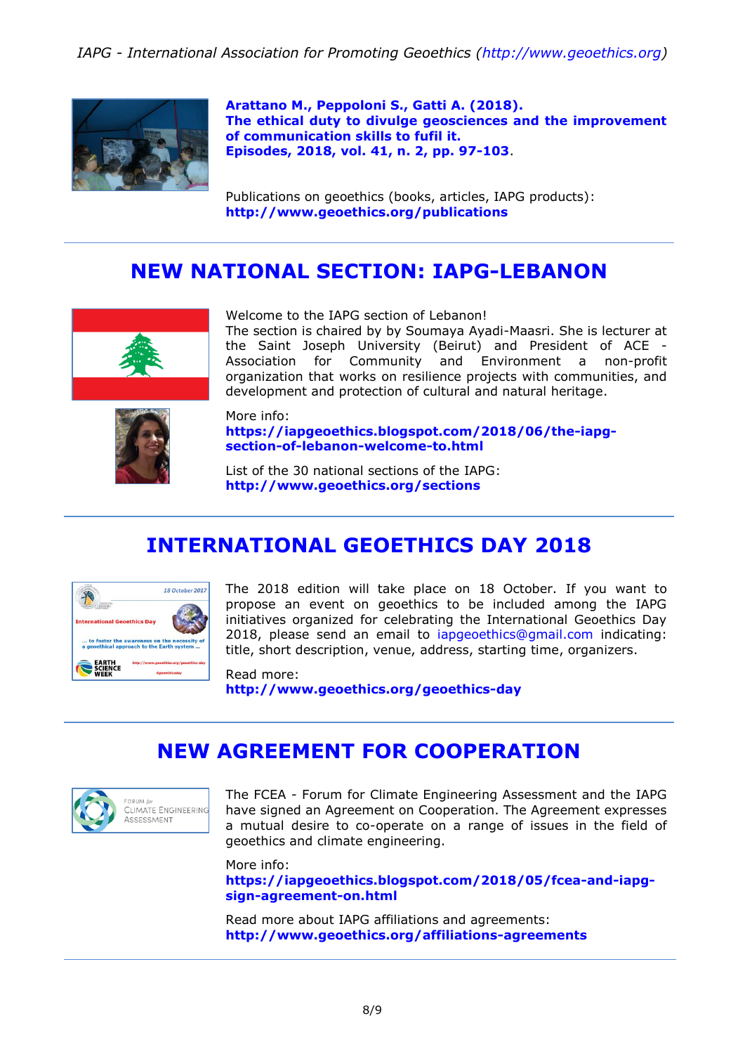**Arattano M., Peppoloni S., Gatti A. (2018).**
**The ethical duty to divulge geosciences and the improvement of communication skills to fufil it.**
**Episodes, 2018, vol. 41, n. 2, pp. 97-103**.

Publications on geoethics (books, articles, IAPG products):
**http://www.geoethics.org/publications**

## NEW NATIONAL SECTION: IAPG-LEBANON

Welcome to the IAPG section of Lebanon!
The section is chaired by by Soumaya Ayadi-Maasri. She is lecturer at the Saint Joseph University (Beirut) and President of ACE - Association for Community and Environment a non-profit organization that works on resilience projects with communities, and development and protection of cultural and natural heritage.

More info:
**https://iapgeoethics.blogspot.com/2018/06/the-iapg-section-of-lebanon-welcome-to.html**

List of the 30 national sections of the IAPG:
**http://www.geoethics.org/sections**

## INTERNATIONAL GEOETHICS DAY 2018

The 2018 edition will take place on 18 October. If you want to propose an event on geoethics to be included among the IAPG initiatives organized for celebrating the International Geoethics Day 2018, please send an email to iapgeoethics@gmail.com indicating: title, short description, venue, address, starting time, organizers.

Read more:
**http://www.geoethics.org/geoethics-day**

## NEW AGREEMENT FOR COOPERATION

The FCEA - Forum for Climate Engineering Assessment and the IAPG have signed an Agreement on Cooperation. The Agreement expresses a mutual desire to co-operate on a range of issues in the field of geoethics and climate engineering.

More info:
**https://iapgeoethics.blogspot.com/2018/05/fcea-and-iapg-sign-agreement-on.html**

Read more about IAPG affiliations and agreements:
**http://www.geoethics.org/affiliations-agreements**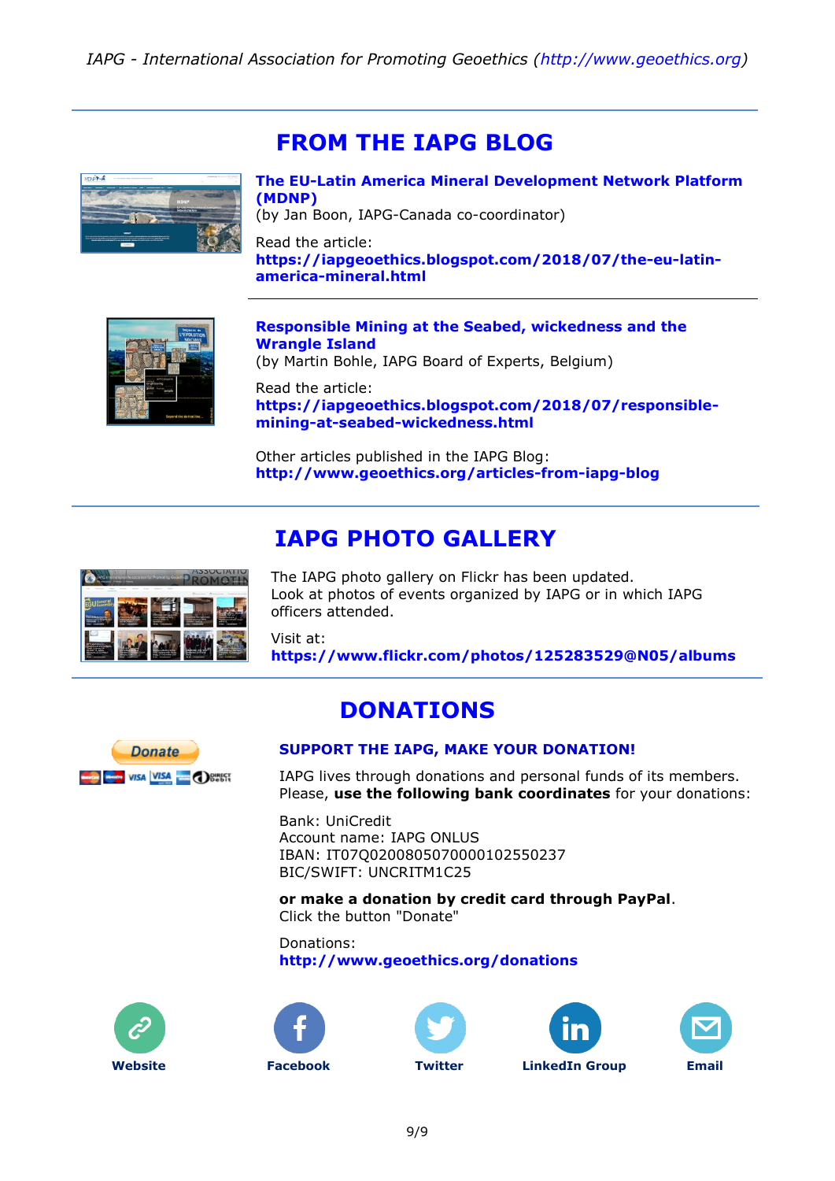## FROM THE IAPG BLOG

**The EU-Latin America Mineral Development Network Platform (MDNP)**
(by Jan Boon, IAPG-Canada co-coordinator)

Read the article:
**https://iapgeoethics.blogspot.com/2018/07/the-eu-latin-america-mineral.html**

**Responsible Mining at the Seabed, wickedness and the Wrangle Island**
(by Martin Bohle, IAPG Board of Experts, Belgium)

Read the article:
**https://iapgeoethics.blogspot.com/2018/07/responsible-mining-at-seabed-wickedness.html**

Other articles published in the IAPG Blog:
**http://www.geoethics.org/articles-from-iapg-blog**

## IAPG PHOTO GALLERY

The IAPG photo gallery on Flickr has been updated.
Look at photos of events organized by IAPG or in which IAPG officers attended.

Visit at:
**https://www.flickr.com/photos/125283529@N05/albums**

## DONATIONS

**SUPPORT THE IAPG, MAKE YOUR DONATION!**

IAPG lives through donations and personal funds of its members.
Please, **use the following bank coordinates** for your donations:

Bank: UniCredit
Account name: IAPG ONLUS
IBAN: IT07Q0200805070000102550237
BIC/SWIFT: UNCRITM1C25

**or make a donation by credit card through PayPal**.
Click the button "Donate"

Donations:
**http://www.geoethics.org/donations**

**Website** **Facebook** **Twitter** **LinkedIn Group** **Email**